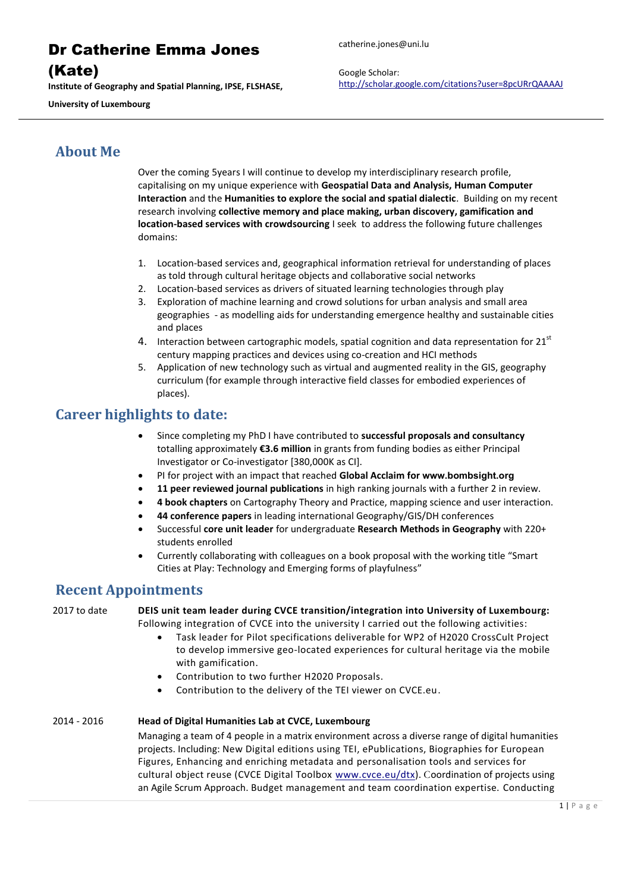# Dr Catherine Emma Jones (Kate)

**Institute of Geography and Spatial Planning, IPSE, FLSHASE,**

**University of Luxembourg**

catherine.jones@uni.lu

Google Scholar:
http://scholar.google.com/citations?user=8pcURrQAAAAJ

## About Me

Over the coming 5years I will continue to develop my interdisciplinary research profile, capitalising on my unique experience with **Geospatial Data and Analysis, Human Computer Interaction** and the **Humanities to explore the social and spatial dialectic**. Building on my recent research involving **collective memory and place making, urban discovery, gamification and location-based services with crowdsourcing** I seek to address the following future challenges domains:

1. Location-based services and, geographical information retrieval for understanding of places as told through cultural heritage objects and collaborative social networks
2. Location-based services as drivers of situated learning technologies through play
3. Exploration of machine learning and crowd solutions for urban analysis and small area geographies - as modelling aids for understanding emergence healthy and sustainable cities and places
4. Interaction between cartographic models, spatial cognition and data representation for 21st century mapping practices and devices using co-creation and HCI methods
5. Application of new technology such as virtual and augmented reality in the GIS, geography curriculum (for example through interactive field classes for embodied experiences of places).

## Career highlights to date:

- Since completing my PhD I have contributed to **successful proposals and consultancy** totalling approximately **€3.6 million** in grants from funding bodies as either Principal Investigator or Co-investigator [380,000K as CI].
- PI for project with an impact that reached **Global Acclaim for www.bombsight.org**
- **11 peer reviewed journal publications** in high ranking journals with a further 2 in review.
- **4 book chapters** on Cartography Theory and Practice, mapping science and user interaction.
- **44 conference papers** in leading international Geography/GIS/DH conferences
- Successful **core unit leader** for undergraduate **Research Methods in Geography** with 220+ students enrolled
- Currently collaborating with colleagues on a book proposal with the working title "Smart Cities at Play: Technology and Emerging forms of playfulness"

## Recent Appointments

2017 to date — **DEIS unit team leader during CVCE transition/integration into University of Luxembourg:**
Following integration of CVCE into the university I carried out the following activities:

- Task leader for Pilot specifications deliverable for WP2 of H2020 CrossCult Project to develop immersive geo-located experiences for cultural heritage via the mobile with gamification.
- Contribution to two further H2020 Proposals.
- Contribution to the delivery of the TEI viewer on CVCE.eu.

2014 - 2016 — **Head of Digital Humanities Lab at CVCE, Luxembourg**

Managing a team of 4 people in a matrix environment across a diverse range of digital humanities projects. Including: New Digital editions using TEI, ePublications, Biographies for European Figures, Enhancing and enriching metadata and personalisation tools and services for cultural object reuse (CVCE Digital Toolbox www.cvce.eu/dtx). Coordination of projects using an Agile Scrum Approach. Budget management and team coordination expertise. Conducting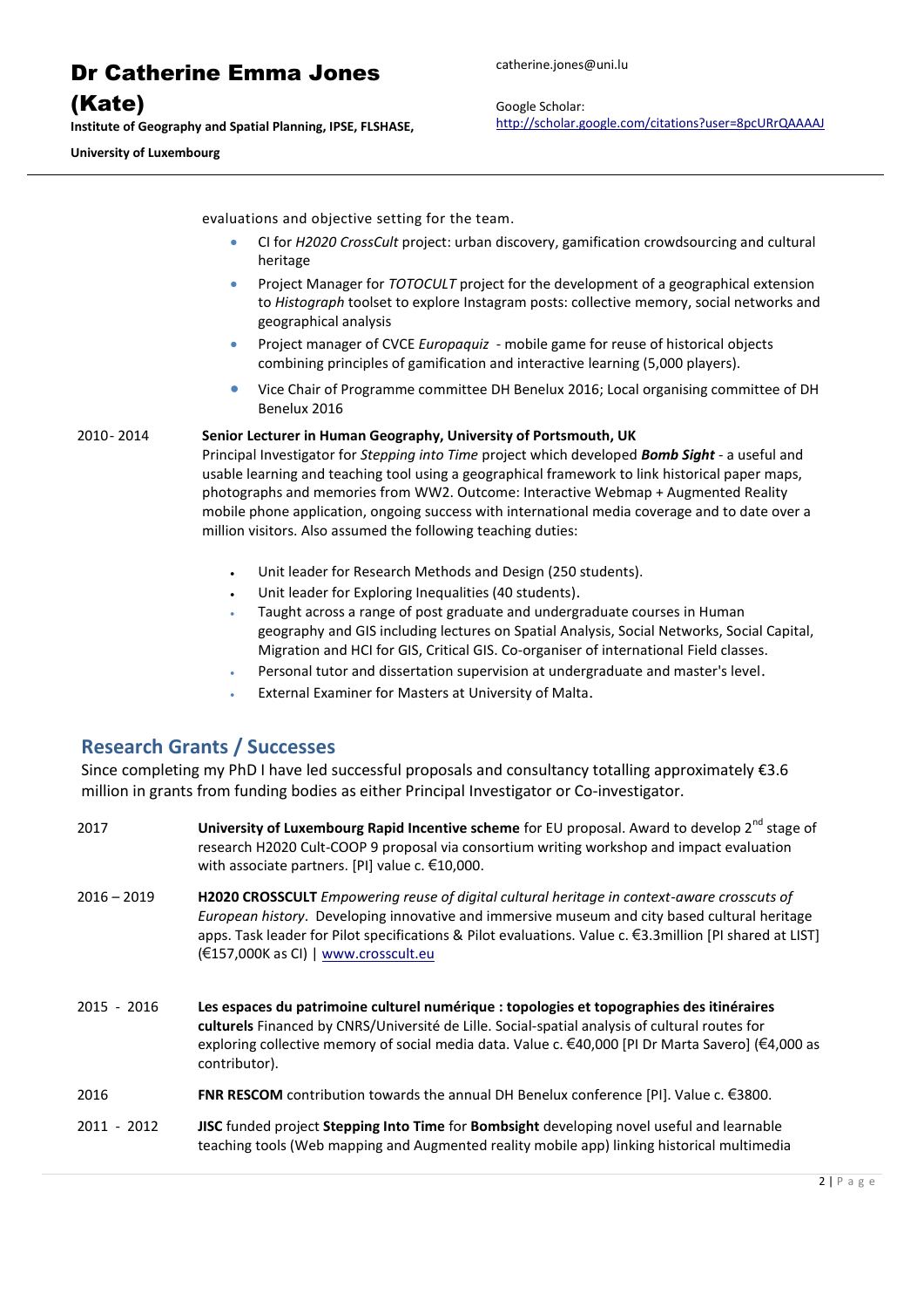evaluations and objective setting for the team.

- CI for *H2020 CrossCult* project: urban discovery, gamification crowdsourcing and cultural heritage
- Project Manager for *TOTOCULT* project for the development of a geographical extension to *Histograph* toolset to explore Instagram posts: collective memory, social networks and geographical analysis
- Project manager of CVCE *Europaquiz* - mobile game for reuse of historical objects combining principles of gamification and interactive learning (5,000 players).
- Vice Chair of Programme committee DH Benelux 2016; Local organising committee of DH Benelux 2016

2010 - 2014 **Senior Lecturer in Human Geography, University of Portsmouth, UK**

Principal Investigator for *Stepping into Time* project which developed ***Bomb Sight*** - a useful and usable learning and teaching tool using a geographical framework to link historical paper maps, photographs and memories from WW2. Outcome: Interactive Webmap + Augmented Reality mobile phone application, ongoing success with international media coverage and to date over a million visitors. Also assumed the following teaching duties:

- Unit leader for Research Methods and Design (250 students).
- Unit leader for Exploring Inequalities (40 students).
- Taught across a range of post graduate and undergraduate courses in Human geography and GIS including lectures on Spatial Analysis, Social Networks, Social Capital, Migration and HCI for GIS, Critical GIS. Co-organiser of international Field classes.
- Personal tutor and dissertation supervision at undergraduate and master's level.
- External Examiner for Masters at University of Malta.

## Research Grants / Successes

Since completing my PhD I have led successful proposals and consultancy totalling approximately €3.6 million in grants from funding bodies as either Principal Investigator or Co-investigator.

2017 **University of Luxembourg Rapid Incentive scheme** for EU proposal. Award to develop 2nd stage of research H2020 Cult-COOP 9 proposal via consortium writing workshop and impact evaluation with associate partners. [PI] value c. €10,000.

2016 – 2019 **H2020 CROSSCULT** *Empowering reuse of digital cultural heritage in context-aware crosscuts of European history*. Developing innovative and immersive museum and city based cultural heritage apps. Task leader for Pilot specifications & Pilot evaluations. Value c. €3.3million [PI shared at LIST] (€157,000K as CI) | www.crosscult.eu

2015 - 2016 **Les espaces du patrimoine culturel numérique : topologies et topographies des itinéraires culturels** Financed by CNRS/Université de Lille. Social-spatial analysis of cultural routes for exploring collective memory of social media data. Value c. €40,000 [PI Dr Marta Savero] (€4,000 as contributor).

2016 **FNR RESCOM** contribution towards the annual DH Benelux conference [PI]. Value c. €3800.

2011 - 2012 **JISC** funded project **Stepping Into Time** for **Bombsight** developing novel useful and learnable teaching tools (Web mapping and Augmented reality mobile app) linking historical multimedia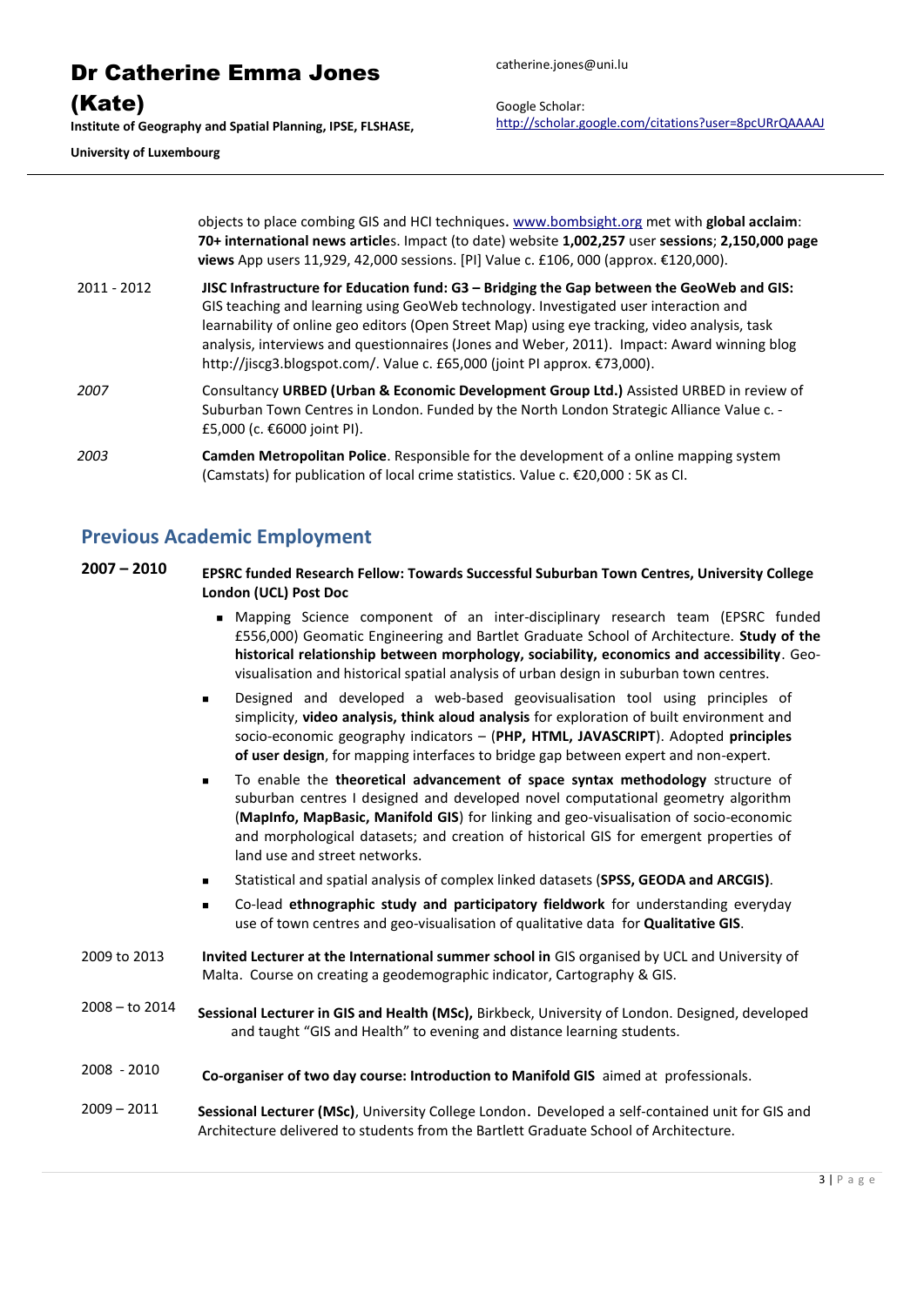objects to place combing GIS and HCI techniques. www.bombsight.org met with **global acclaim**: **70+ international news article**s. Impact (to date) website **1,002,257** user **sessions**; **2,150,000 page views** App users 11,929, 42,000 sessions. [PI] Value c. £106, 000 (approx. €120,000).

2011 - 2012 — **JISC Infrastructure for Education fund: G3 – Bridging the Gap between the GeoWeb and GIS:** GIS teaching and learning using GeoWeb technology. Investigated user interaction and learnability of online geo editors (Open Street Map) using eye tracking, video analysis, task analysis, interviews and questionnaires (Jones and Weber, 2011). Impact: Award winning blog http://jiscg3.blogspot.com/. Value c. £65,000 (joint PI approx. €73,000).

*2007* — Consultancy **URBED (Urban & Economic Development Group Ltd.)** Assisted URBED in review of Suburban Town Centres in London. Funded by the North London Strategic Alliance Value c. - £5,000 (c. €6000 joint PI).

*2003* — **Camden Metropolitan Police**. Responsible for the development of a online mapping system (Camstats) for publication of local crime statistics. Value c. €20,000 : 5K as CI.

## Previous Academic Employment

**2007 – 2010** — **EPSRC funded Research Fellow: Towards Successful Suburban Town Centres, University College London (UCL) Post Doc**

- Mapping Science component of an inter-disciplinary research team (EPSRC funded £556,000) Geomatic Engineering and Bartlet Graduate School of Architecture. **Study of the historical relationship between morphology, sociability, economics and accessibility**. Geo-visualisation and historical spatial analysis of urban design in suburban town centres.
- Designed and developed a web-based geovisualisation tool using principles of simplicity, **video analysis, think aloud analysis** for exploration of built environment and socio-economic geography indicators – (**PHP, HTML, JAVASCRIPT**). Adopted **principles of user design**, for mapping interfaces to bridge gap between expert and non-expert.
- To enable the **theoretical advancement of space syntax methodology** structure of suburban centres I designed and developed novel computational geometry algorithm (**MapInfo, MapBasic, Manifold GIS**) for linking and geo-visualisation of socio-economic and morphological datasets; and creation of historical GIS for emergent properties of land use and street networks.
- Statistical and spatial analysis of complex linked datasets (**SPSS, GEODA and ARCGIS)**.
- Co-lead **ethnographic study and participatory fieldwork** for understanding everyday use of town centres and geo-visualisation of qualitative data for **Qualitative GIS**.

2009 to 2013 — **Invited Lecturer at the International summer school in** GIS organised by UCL and University of Malta. Course on creating a geodemographic indicator, Cartography & GIS.

2008 – to 2014 — **Sessional Lecturer in GIS and Health (MSc),** Birkbeck, University of London. Designed, developed and taught "GIS and Health" to evening and distance learning students.

2008 - 2010 — **Co-organiser of two day course: Introduction to Manifold GIS** aimed at professionals.

2009 – 2011 — **Sessional Lecturer (MSc)**, University College London. Developed a self-contained unit for GIS and Architecture delivered to students from the Bartlett Graduate School of Architecture.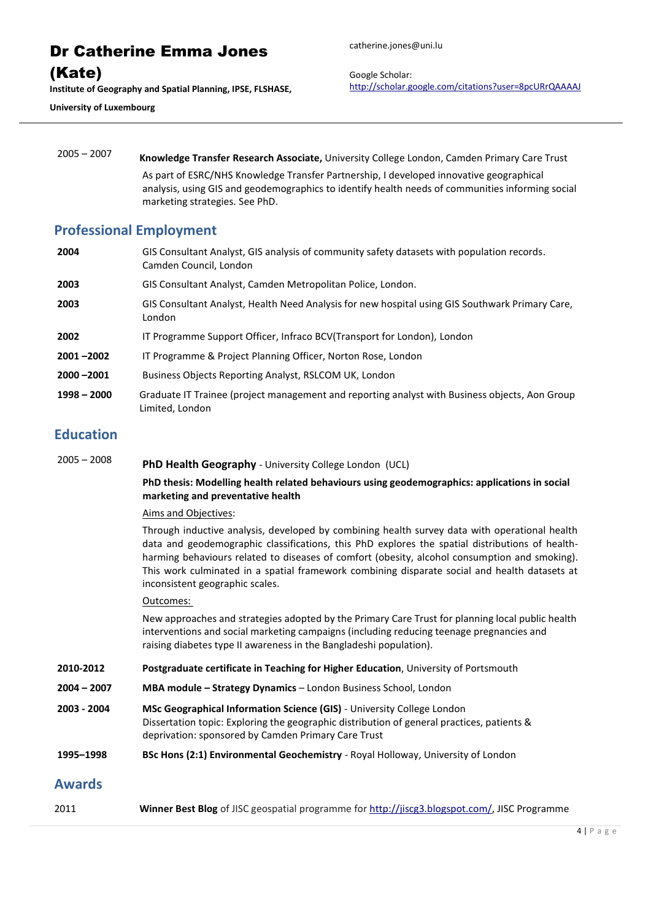2005 – 2007 **Knowledge Transfer Research Associate,** University College London, Camden Primary Care Trust

As part of ESRC/NHS Knowledge Transfer Partnership, I developed innovative geographical analysis, using GIS and geodemographics to identify health needs of communities informing social marketing strategies. See PhD.

## Professional Employment

**2004** GIS Consultant Analyst, GIS analysis of community safety datasets with population records. Camden Council, London

**2003** GIS Consultant Analyst, Camden Metropolitan Police, London.

**2003** GIS Consultant Analyst, Health Need Analysis for new hospital using GIS Southwark Primary Care, London

**2002** IT Programme Support Officer, Infraco BCV(Transport for London), London

**2001 –2002** IT Programme & Project Planning Officer, Norton Rose, London

**2000 –2001** Business Objects Reporting Analyst, RSLCOM UK, London

**1998 – 2000** Graduate IT Trainee (project management and reporting analyst with Business objects, Aon Group Limited, London

## Education

2005 – 2008 **PhD Health Geography** - University College London (UCL)

**PhD thesis: Modelling health related behaviours using geodemographics: applications in social marketing and preventative health**

Aims and Objectives:

Through inductive analysis, developed by combining health survey data with operational health data and geodemographic classifications, this PhD explores the spatial distributions of health-harming behaviours related to diseases of comfort (obesity, alcohol consumption and smoking). This work culminated in a spatial framework combining disparate social and health datasets at inconsistent geographic scales.

Outcomes:

New approaches and strategies adopted by the Primary Care Trust for planning local public health interventions and social marketing campaigns (including reducing teenage pregnancies and raising diabetes type II awareness in the Bangladeshi population).

**2010-2012** **Postgraduate certificate in Teaching for Higher Education**, University of Portsmouth

**2004 – 2007** **MBA module – Strategy Dynamics** – London Business School, London

**2003 - 2004** **MSc Geographical Information Science (GIS)** - University College London
Dissertation topic: Exploring the geographic distribution of general practices, patients & deprivation: sponsored by Camden Primary Care Trust

**1995–1998** **BSc Hons (2:1) Environmental Geochemistry** - Royal Holloway, University of London

## Awards

2011 **Winner Best Blog** of JISC geospatial programme for http://jiscg3.blogspot.com/, JISC Programme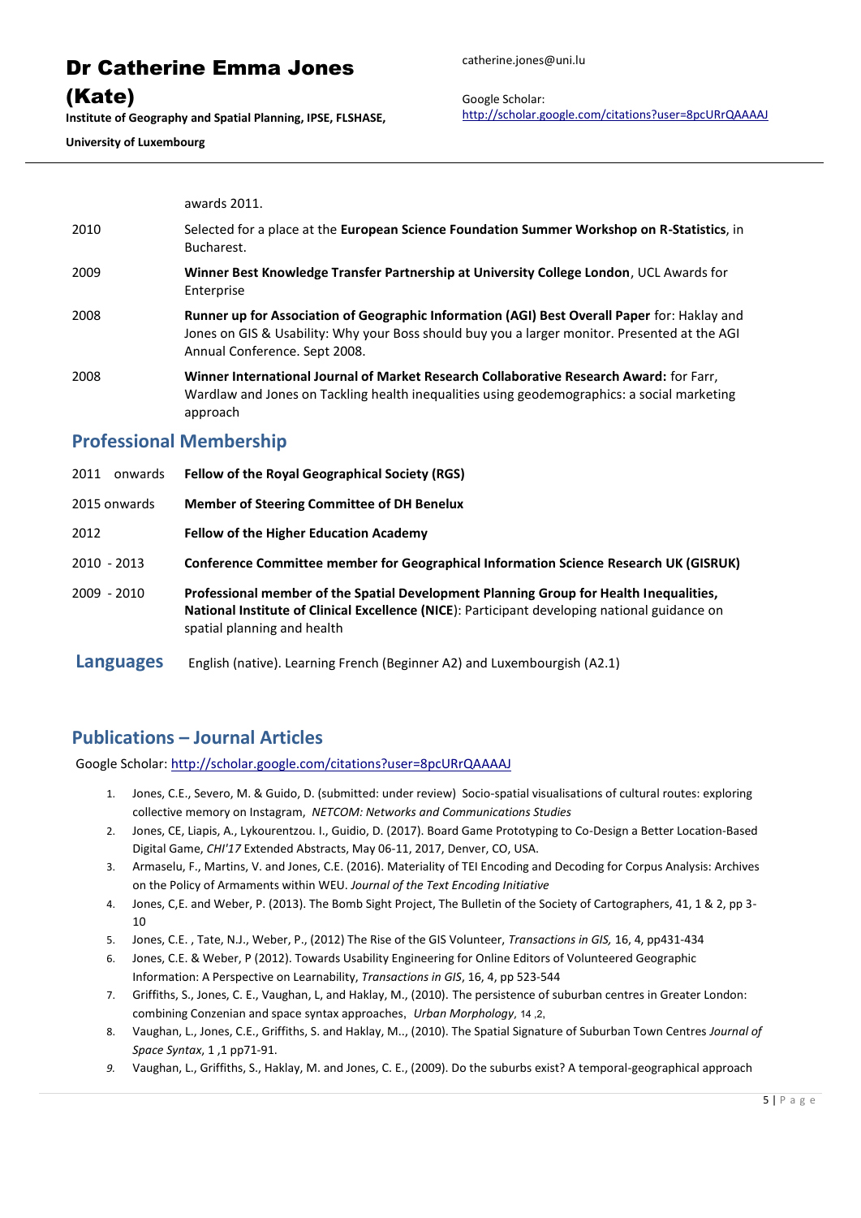awards 2011.

| | |
|---|---|
| 2010 | Selected for a place at the **European Science Foundation Summer Workshop on R-Statistics**, in Bucharest. |
| 2009 | **Winner Best Knowledge Transfer Partnership at University College London**, UCL Awards for Enterprise |
| 2008 | **Runner up for Association of Geographic Information (AGI) Best Overall Paper** for: Haklay and Jones on GIS & Usability: Why your Boss should buy you a larger monitor. Presented at the AGI Annual Conference. Sept 2008. |
| 2008 | **Winner International Journal of Market Research Collaborative Research Award:** for Farr, Wardlaw and Jones on Tackling health inequalities using geodemographics: a social marketing approach |

## Professional Membership

| | |
|---|---|
| 2011 onwards | **Fellow of the Royal Geographical Society (RGS)** |
| 2015 onwards | **Member of Steering Committee of DH Benelux** |
| 2012 | **Fellow of the Higher Education Academy** |
| 2010 - 2013 | **Conference Committee member for Geographical Information Science Research UK (GISRUK)** |
| 2009 - 2010 | **Professional member of the Spatial Development Planning Group for Health Inequalities, National Institute of Clinical Excellence (NICE**): Participant developing national guidance on spatial planning and health |

## Languages

English (native). Learning French (Beginner A2) and Luxembourgish (A2.1)

## Publications – Journal Articles

Google Scholar: http://scholar.google.com/citations?user=8pcURrQAAAAJ

1. Jones, C.E., Severo, M. & Guido, D. (submitted: under review) Socio-spatial visualisations of cultural routes: exploring collective memory on Instagram, *NETCOM: Networks and Communications Studies*
2. Jones, CE, Liapis, A., Lykourentzou. I., Guidio, D. (2017). Board Game Prototyping to Co-Design a Better Location-Based Digital Game, *CHI'17* Extended Abstracts, May 06-11, 2017, Denver, CO, USA.
3. Armaselu, F., Martins, V. and Jones, C.E. (2016). Materiality of TEI Encoding and Decoding for Corpus Analysis: Archives on the Policy of Armaments within WEU. *Journal of the Text Encoding Initiative*
4. Jones, C,E. and Weber, P. (2013). The Bomb Sight Project, The Bulletin of the Society of Cartographers, 41, 1 & 2, pp 3-10
5. Jones, C.E. , Tate, N.J., Weber, P., (2012) The Rise of the GIS Volunteer, *Transactions in GIS,* 16, 4, pp431-434
6. Jones, C.E. & Weber, P (2012). Towards Usability Engineering for Online Editors of Volunteered Geographic Information: A Perspective on Learnability, *Transactions in GIS*, 16, 4, pp 523-544
7. Griffiths, S., Jones, C. E., Vaughan, L, and Haklay, M., (2010). The persistence of suburban centres in Greater London: combining Conzenian and space syntax approaches, *Urban Morphology*, 14 ,2,
8. Vaughan, L., Jones, C.E., Griffiths, S. and Haklay, M.., (2010). The Spatial Signature of Suburban Town Centres *Journal of Space Syntax*, 1 ,1 pp71-91.
9. Vaughan, L., Griffiths, S., Haklay, M. and Jones, C. E., (2009). Do the suburbs exist? A temporal-geographical approach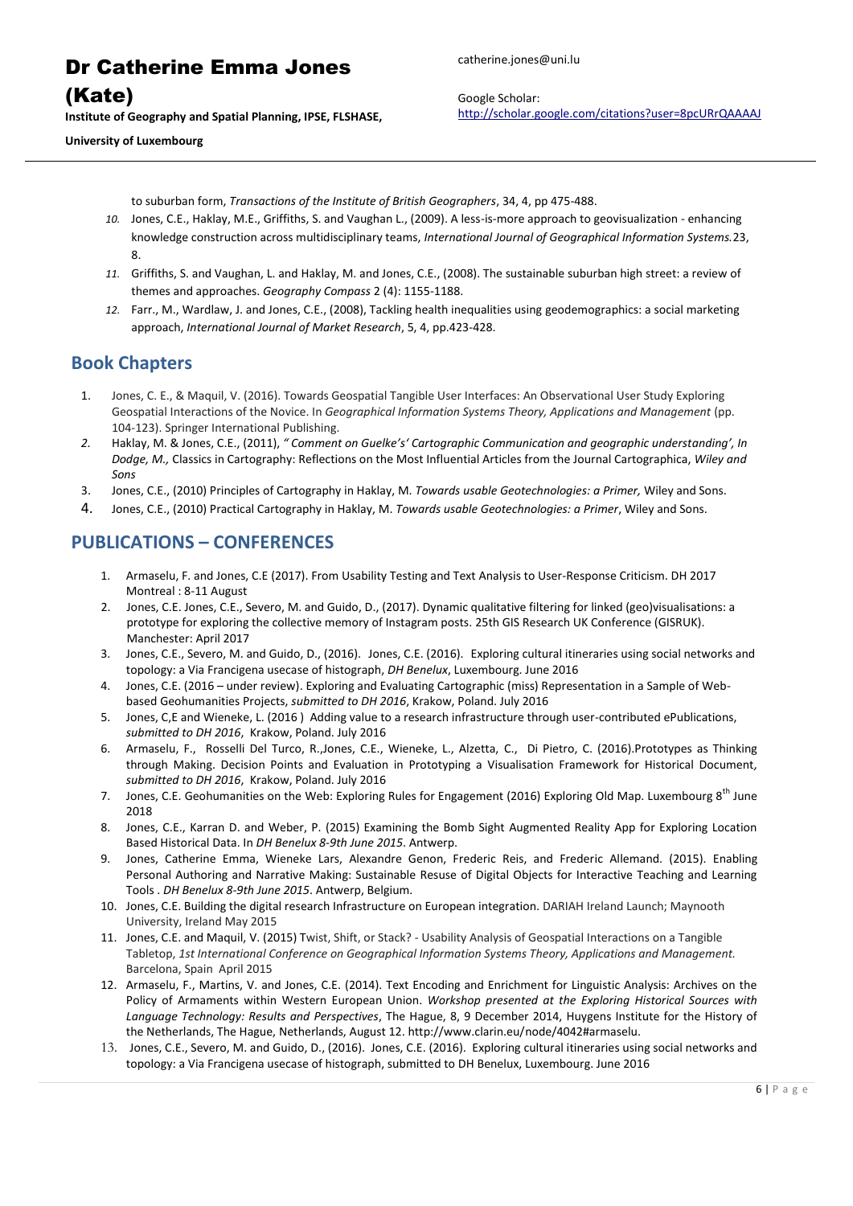to suburban form, *Transactions of the Institute of British Geographers*, 34, 4, pp 475-488.

10. Jones, C.E., Haklay, M.E., Griffiths, S. and Vaughan L., (2009). A less-is-more approach to geovisualization - enhancing knowledge construction across multidisciplinary teams, *International Journal of Geographical Information Systems.*23, 8.
11. Griffiths, S. and Vaughan, L. and Haklay, M. and Jones, C.E., (2008). The sustainable suburban high street: a review of themes and approaches. *Geography Compass* 2 (4): 1155-1188.
12. Farr., M., Wardlaw, J. and Jones, C.E., (2008), Tackling health inequalities using geodemographics: a social marketing approach, *International Journal of Market Research*, 5, 4, pp.423-428.

## Book Chapters

1. Jones, C. E., & Maquil, V. (2016). Towards Geospatial Tangible User Interfaces: An Observational User Study Exploring Geospatial Interactions of the Novice. In *Geographical Information Systems Theory, Applications and Management* (pp. 104-123). Springer International Publishing.
2. Haklay, M. & Jones, C.E., (2011), *" Comment on Guelke's' Cartographic Communication and geographic understanding', In Dodge, M.,* Classics in Cartography: Reflections on the Most Influential Articles from the Journal Cartographica, *Wiley and Sons*
3. Jones, C.E., (2010) Principles of Cartography in Haklay, M. *Towards usable Geotechnologies: a Primer,* Wiley and Sons.
4. Jones, C.E., (2010) Practical Cartography in Haklay, M. *Towards usable Geotechnologies: a Primer*, Wiley and Sons.

## PUBLICATIONS – CONFERENCES

1. Armaselu, F. and Jones, C.E (2017). From Usability Testing and Text Analysis to User-Response Criticism. DH 2017 Montreal : 8-11 August
2. Jones, C.E. Jones, C.E., Severo, M. and Guido, D., (2017). Dynamic qualitative filtering for linked (geo)visualisations: a prototype for exploring the collective memory of Instagram posts. 25th GIS Research UK Conference (GISRUK). Manchester: April 2017
3. Jones, C.E., Severo, M. and Guido, D., (2016). Jones, C.E. (2016). Exploring cultural itineraries using social networks and topology: a Via Francigena usecase of histograph, *DH Benelux*, Luxembourg. June 2016
4. Jones, C.E. (2016 – under review). Exploring and Evaluating Cartographic (miss) Representation in a Sample of Web-based Geohumanities Projects, *submitted to DH 2016*, Krakow, Poland. July 2016
5. Jones, C,E and Wieneke, L. (2016 ) Adding value to a research infrastructure through user-contributed ePublications, *submitted to DH 2016*, Krakow, Poland. July 2016
6. Armaselu, F., Rosselli Del Turco, R.,Jones, C.E., Wieneke, L., Alzetta, C., Di Pietro, C. (2016).Prototypes as Thinking through Making. Decision Points and Evaluation in Prototyping a Visualisation Framework for Historical Document*, submitted to DH 2016*, Krakow, Poland. July 2016
7. Jones, C.E. Geohumanities on the Web: Exploring Rules for Engagement (2016) Exploring Old Map. Luxembourg 8th June 2018
8. Jones, C.E., Karran D. and Weber, P. (2015) Examining the Bomb Sight Augmented Reality App for Exploring Location Based Historical Data. In *DH Benelux 8-9th June 2015*. Antwerp.
9. Jones, Catherine Emma, Wieneke Lars, Alexandre Genon, Frederic Reis, and Frederic Allemand. (2015). Enabling Personal Authoring and Narrative Making: Sustainable Resuse of Digital Objects for Interactive Teaching and Learning Tools . *DH Benelux 8-9th June 2015*. Antwerp, Belgium.
10. Jones, C.E. Building the digital research Infrastructure on European integration. DARIAH Ireland Launch; Maynooth University, Ireland May 2015
11. Jones, C.E. and Maquil, V. (2015) Twist, Shift, or Stack? - Usability Analysis of Geospatial Interactions on a Tangible Tabletop, *1st International Conference on Geographical Information Systems Theory, Applications and Management.* Barcelona, Spain April 2015
12. Armaselu, F., Martins, V. and Jones, C.E. (2014). Text Encoding and Enrichment for Linguistic Analysis: Archives on the Policy of Armaments within Western European Union. *Workshop presented at the Exploring Historical Sources with Language Technology: Results and Perspectives*, The Hague, 8, 9 December 2014, Huygens Institute for the History of the Netherlands, The Hague, Netherlands, August 12. http://www.clarin.eu/node/4042#armaselu.
13. Jones, C.E., Severo, M. and Guido, D., (2016). Jones, C.E. (2016). Exploring cultural itineraries using social networks and topology: a Via Francigena usecase of histograph, submitted to DH Benelux, Luxembourg. June 2016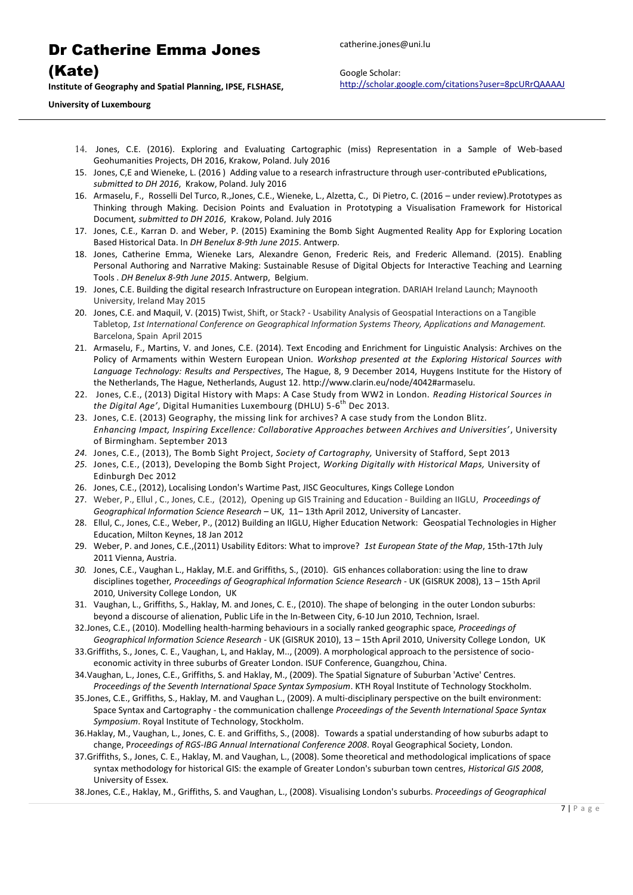14. Jones, C.E. (2016). Exploring and Evaluating Cartographic (miss) Representation in a Sample of Web-based Geohumanities Projects, DH 2016, Krakow, Poland. July 2016
15. Jones, C,E and Wieneke, L. (2016 ) Adding value to a research infrastructure through user-contributed ePublications, *submitted to DH 2016*, Krakow, Poland. July 2016
16. Armaselu, F., Rosselli Del Turco, R.,Jones, C.E., Wieneke, L., Alzetta, C., Di Pietro, C. (2016 – under review).Prototypes as Thinking through Making. Decision Points and Evaluation in Prototyping a Visualisation Framework for Historical Document*, submitted to DH 2016*, Krakow, Poland. July 2016
17. Jones, C.E., Karran D. and Weber, P. (2015) Examining the Bomb Sight Augmented Reality App for Exploring Location Based Historical Data. In *DH Benelux 8-9th June 2015*. Antwerp.
18. Jones, Catherine Emma, Wieneke Lars, Alexandre Genon, Frederic Reis, and Frederic Allemand. (2015). Enabling Personal Authoring and Narrative Making: Sustainable Resuse of Digital Objects for Interactive Teaching and Learning Tools . *DH Benelux 8-9th June 2015*. Antwerp, Belgium.
19. Jones, C.E. Building the digital research Infrastructure on European integration. DARIAH Ireland Launch; Maynooth University, Ireland May 2015
20. Jones, C.E. and Maquil, V. (2015) Twist, Shift, or Stack? - Usability Analysis of Geospatial Interactions on a Tangible Tabletop, *1st International Conference on Geographical Information Systems Theory, Applications and Management.* Barcelona, Spain April 2015
21. Armaselu, F., Martins, V. and Jones, C.E. (2014). Text Encoding and Enrichment for Linguistic Analysis: Archives on the Policy of Armaments within Western European Union. *Workshop presented at the Exploring Historical Sources with Language Technology: Results and Perspectives*, The Hague, 8, 9 December 2014, Huygens Institute for the History of the Netherlands, The Hague, Netherlands, August 12. http://www.clarin.eu/node/4042#armaselu.
22. Jones, C.E., (2013) Digital History with Maps: A Case Study from WW2 in London. *Reading Historical Sources in the Digital Age'*, Digital Humanities Luxembourg (DHLU) 5-6th Dec 2013.
23. Jones, C.E. (2013) Geography, the missing link for archives? A case study from the London Blitz. *Enhancing Impact, Inspiring Excellence: Collaborative Approaches between Archives and Universities'*, University of Birmingham. September 2013
24. Jones, C.E., (2013), The Bomb Sight Project, *Society of Cartography,* University of Stafford, Sept 2013
25. Jones, C.E., (2013), Developing the Bomb Sight Project, *Working Digitally with Historical Maps,* University of Edinburgh Dec 2012
26. Jones, C.E., (2012), Localising London's Wartime Past, JISC Geocultures, Kings College London
27. Weber, P., Ellul , C., Jones, C.E., (2012), Opening up GIS Training and Education - Building an IIGLU, *Proceedings of Geographical Information Science Research* – UK, 11– 13th April 2012, University of Lancaster.
28. Ellul, C., Jones, C.E., Weber, P., (2012) Building an IIGLU, Higher Education Network: Geospatial Technologies in Higher Education, Milton Keynes, 18 Jan 2012
29. Weber, P. and Jones, C.E.,(2011) Usability Editors: What to improve? *1st European State of the Map*, 15th-17th July 2011 Vienna, Austria.
30. Jones, C.E., Vaughan L., Haklay, M.E. and Griffiths, S., (2010). GIS enhances collaboration: using the line to draw disciplines together*, Proceedings of Geographical Information Science Research* - UK (GISRUK 2008), 13 – 15th April 2010, University College London, UK
31. Vaughan, L., Griffiths, S., Haklay, M. and Jones, C. E., (2010). The shape of belonging in the outer London suburbs: beyond a discourse of alienation, Public Life in the In-Between City, 6-10 Jun 2010, Technion, Israel.
32. Jones, C.E., (2010). Modelling health-harming behaviours in a socially ranked geographic space*, Proceedings of Geographical Information Science Research* - UK (GISRUK 2010), 13 – 15th April 2010, University College London, UK
33. Griffiths, S., Jones, C. E., Vaughan, L, and Haklay, M.., (2009). A morphological approach to the persistence of socio-economic activity in three suburbs of Greater London. ISUF Conference, Guangzhou, China.
34. Vaughan, L., Jones, C.E., Griffiths, S. and Haklay, M., (2009). The Spatial Signature of Suburban 'Active' Centres. *Proceedings of the Seventh International Space Syntax Symposium*. KTH Royal Institute of Technology Stockholm.
35. Jones, C.E., Griffiths, S., Haklay, M. and Vaughan L., (2009). A multi-disciplinary perspective on the built environment: Space Syntax and Cartography - the communication challenge *Proceedings of the Seventh International Space Syntax Symposium*. Royal Institute of Technology, Stockholm.
36. Haklay, M., Vaughan, L., Jones, C. E. and Griffiths, S., (2008). Towards a spatial understanding of how suburbs adapt to change, P*roceedings of RGS-IBG Annual International Conference 2008*. Royal Geographical Society, London.
37. Griffiths, S., Jones, C. E., Haklay, M. and Vaughan, L., (2008). Some theoretical and methodological implications of space syntax methodology for historical GIS: the example of Greater London's suburban town centres, *Historical GIS 2008*, University of Essex.
38. Jones, C.E., Haklay, M., Griffiths, S. and Vaughan, L., (2008). Visualising London's suburbs. *Proceedings of Geographical*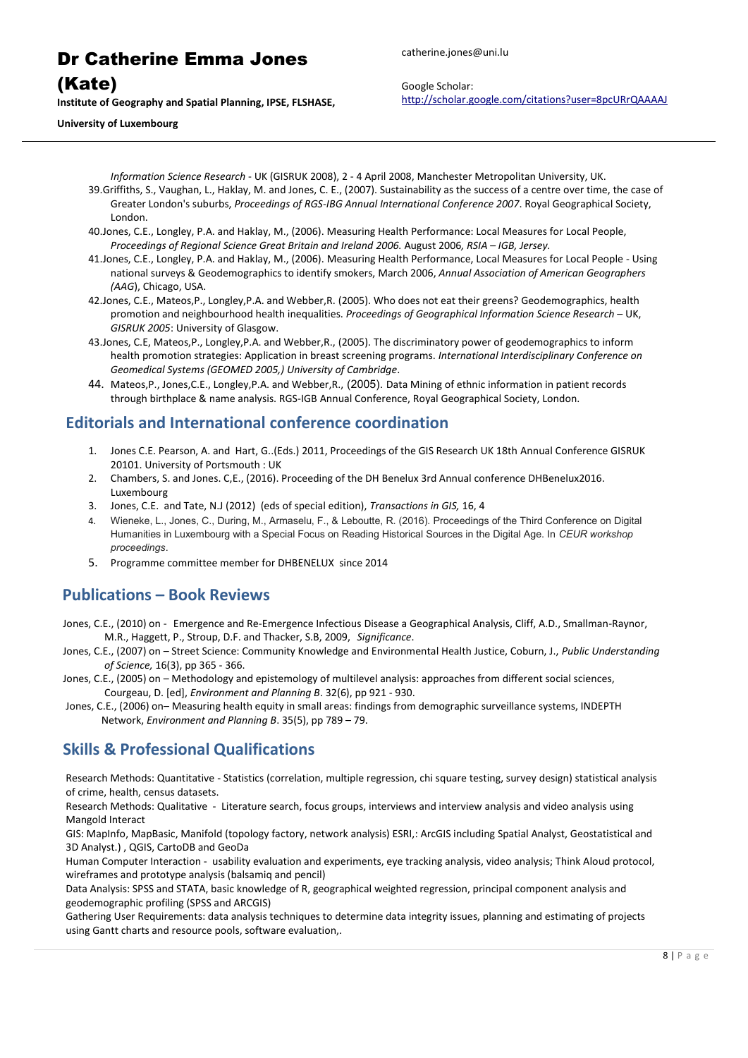*Information Science Research* - UK (GISRUK 2008), 2 - 4 April 2008, Manchester Metropolitan University, UK.

39. Griffiths, S., Vaughan, L., Haklay, M. and Jones, C. E., (2007). Sustainability as the success of a centre over time, the case of Greater London's suburbs, *Proceedings of RGS-IBG Annual International Conference 2007*. Royal Geographical Society, London.
40. Jones, C.E., Longley, P.A. and Haklay, M., (2006). Measuring Health Performance: Local Measures for Local People, *Proceedings of Regional Science Great Britain and Ireland 2006.* August 2006*, RSIA – IGB, Jersey.*
41. Jones, C.E., Longley, P.A. and Haklay, M., (2006). Measuring Health Performance, Local Measures for Local People - Using national surveys & Geodemographics to identify smokers, March 2006, *Annual Association of American Geographers (AAG*), Chicago, USA.
42. Jones, C.E., Mateos,P., Longley,P.A. and Webber,R. (2005). Who does not eat their greens? Geodemographics, health promotion and neighbourhood health inequalities. *Proceedings of Geographical Information Science Research – UK, GISRUK 2005*: University of Glasgow.
43. Jones, C.E, Mateos,P., Longley,P.A. and Webber,R., (2005). The discriminatory power of geodemographics to inform health promotion strategies: Application in breast screening programs. *International Interdisciplinary Conference on Geomedical Systems (GEOMED 2005,) University of Cambridge*.
44. Mateos,P., Jones,C.E., Longley,P.A. and Webber,R., (2005). Data Mining of ethnic information in patient records through birthplace & name analysis. RGS-IGB Annual Conference, Royal Geographical Society, London.

## Editorials and International conference coordination

1. Jones C.E. Pearson, A. and Hart, G..(Eds.) 2011, Proceedings of the GIS Research UK 18th Annual Conference GISRUK 20101. University of Portsmouth : UK
2. Chambers, S. and Jones. C,E., (2016). Proceeding of the DH Benelux 3rd Annual conference DHBenelux2016. Luxembourg
3. Jones, C.E. and Tate, N.J (2012) (eds of special edition), *Transactions in GIS,* 16, 4
4. Wieneke, L., Jones, C., During, M., Armaselu, F., & Leboutte, R. (2016). Proceedings of the Third Conference on Digital Humanities in Luxembourg with a Special Focus on Reading Historical Sources in the Digital Age. In *CEUR workshop proceedings*.
5. Programme committee member for DHBENELUX since 2014

## Publications – Book Reviews

Jones, C.E., (2010) on - Emergence and Re-Emergence Infectious Disease a Geographical Analysis, Cliff, A.D., Smallman-Raynor, M.R., Haggett, P., Stroup, D.F. and Thacker, S.B, 2009, *Significance*.

Jones, C.E., (2007) on – Street Science: Community Knowledge and Environmental Health Justice, Coburn, J., *Public Understanding of Science,* 16(3), pp 365 - 366.

Jones, C.E., (2005) on – Methodology and epistemology of multilevel analysis: approaches from different social sciences, Courgeau, D. [ed], *Environment and Planning B*. 32(6), pp 921 - 930.

Jones, C.E., (2006) on– Measuring health equity in small areas: findings from demographic surveillance systems, INDEPTH Network, *Environment and Planning B*. 35(5), pp 789 – 79.

## Skills & Professional Qualifications

Research Methods: Quantitative - Statistics (correlation, multiple regression, chi square testing, survey design) statistical analysis of crime, health, census datasets.

Research Methods: Qualitative - Literature search, focus groups, interviews and interview analysis and video analysis using Mangold Interact

GIS: MapInfo, MapBasic, Manifold (topology factory, network analysis) ESRI,: ArcGIS including Spatial Analyst, Geostatistical and 3D Analyst.) , QGIS, CartoDB and GeoDa

Human Computer Interaction - usability evaluation and experiments, eye tracking analysis, video analysis; Think Aloud protocol, wireframes and prototype analysis (balsamiq and pencil)

Data Analysis: SPSS and STATA, basic knowledge of R, geographical weighted regression, principal component analysis and geodemographic profiling (SPSS and ARCGIS)

Gathering User Requirements: data analysis techniques to determine data integrity issues, planning and estimating of projects using Gantt charts and resource pools, software evaluation,.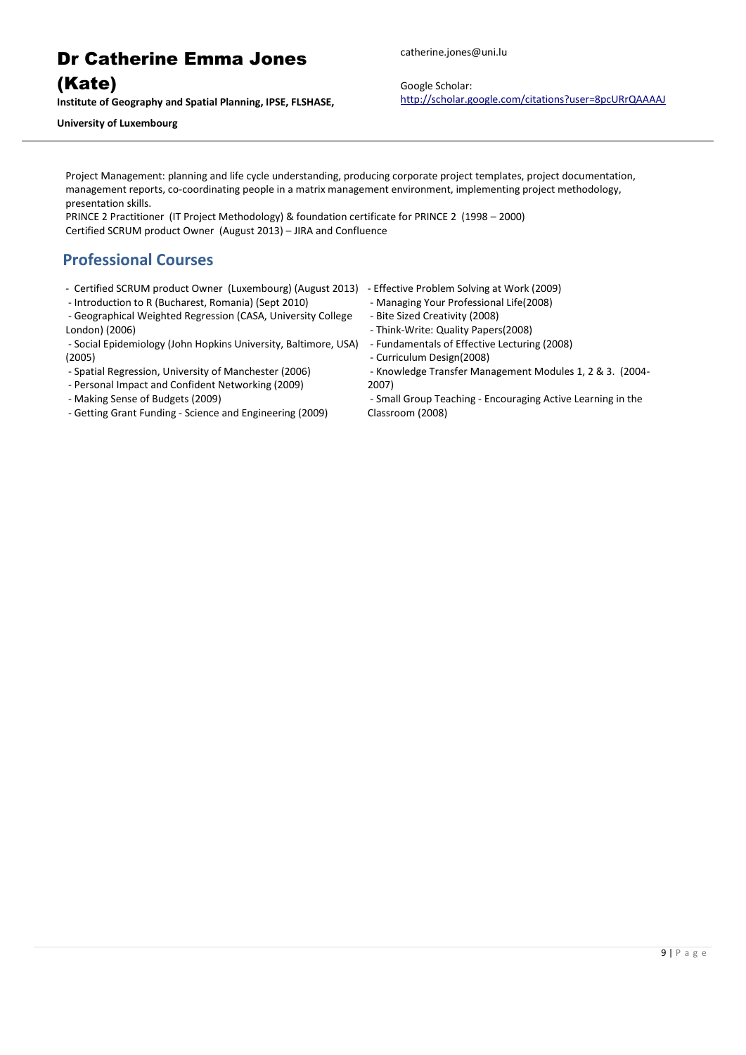Project Management: planning and life cycle understanding, producing corporate project templates, project documentation, management reports, co-coordinating people in a matrix management environment, implementing project methodology, presentation skills.

PRINCE 2 Practitioner (IT Project Methodology) & foundation certificate for PRINCE 2 (1998 – 2000)

Certified SCRUM product Owner (August 2013) – JIRA and Confluence

## Professional Courses

- Certified SCRUM product Owner (Luxembourg) (August 2013)
- Introduction to R (Bucharest, Romania) (Sept 2010)
- Geographical Weighted Regression (CASA, University College London) (2006)
- Social Epidemiology (John Hopkins University, Baltimore, USA) (2005)
- Spatial Regression, University of Manchester (2006)
- Personal Impact and Confident Networking (2009)
- Making Sense of Budgets (2009)
- Getting Grant Funding - Science and Engineering (2009)
- Effective Problem Solving at Work (2009)
- Managing Your Professional Life(2008)
- Bite Sized Creativity (2008)
- Think-Write: Quality Papers(2008)
- Fundamentals of Effective Lecturing (2008)
- Curriculum Design(2008)
- Knowledge Transfer Management Modules 1, 2 & 3. (2004-2007)
- Small Group Teaching - Encouraging Active Learning in the Classroom (2008)